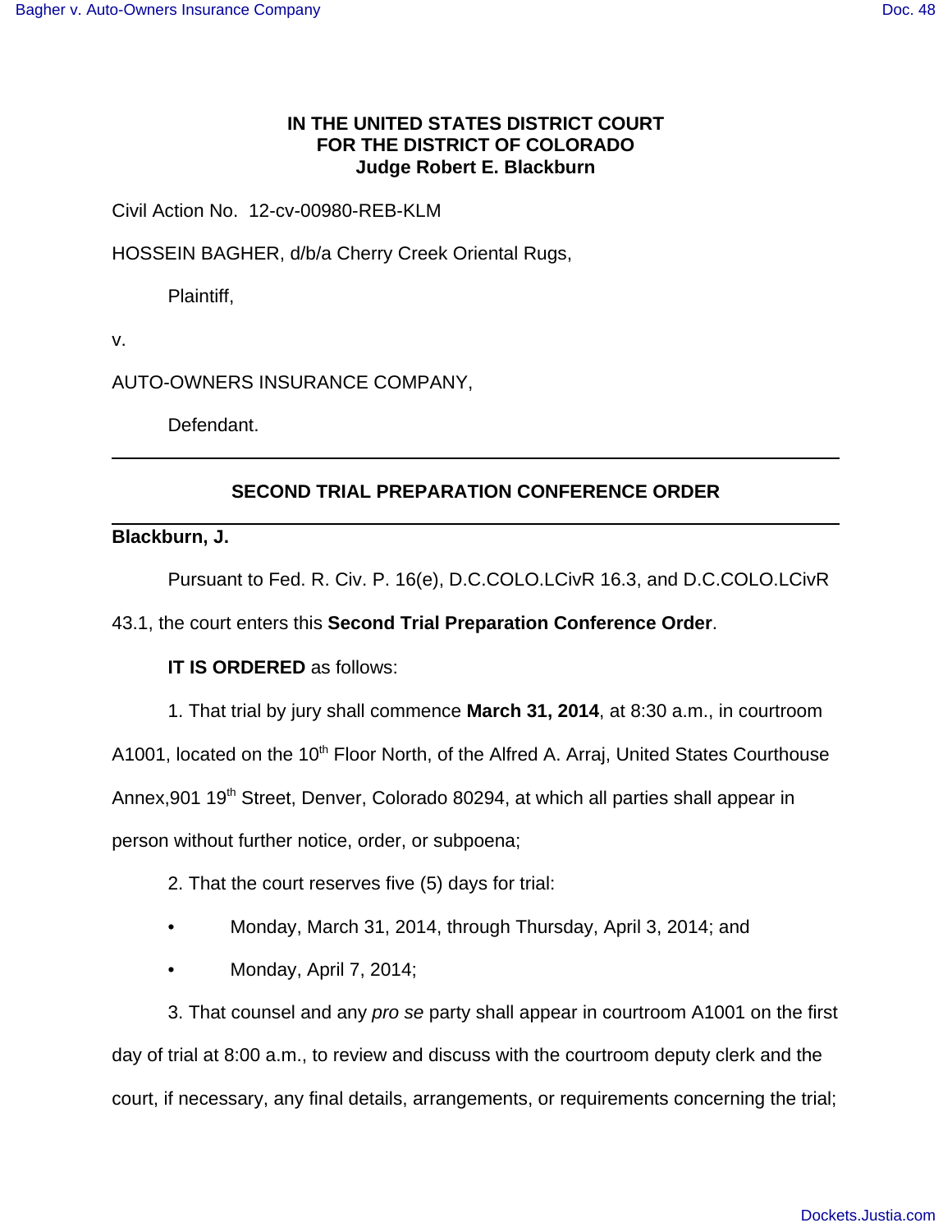**IN THE UNITED STATES DISTRICT COURT**
**FOR THE DISTRICT OF COLORADO**
**Judge Robert E. Blackburn**

Civil Action No. 12-cv-00980-REB-KLM

HOSSEIN BAGHER, d/b/a Cherry Creek Oriental Rugs,

Plaintiff,

v.

AUTO-OWNERS INSURANCE COMPANY,

Defendant.

---

## SECOND TRIAL PREPARATION CONFERENCE ORDER

---

**Blackburn, J.**

Pursuant to Fed. R. Civ. P. 16(e), D.C.COLO.LCivR 16.3, and D.C.COLO.LCivR 43.1, the court enters this **Second Trial Preparation Conference Order**.

**IT IS ORDERED** as follows:

1. That trial by jury shall commence **March 31, 2014**, at 8:30 a.m., in courtroom A1001, located on the 10th Floor North, of the Alfred A. Arraj, United States Courthouse Annex,901 19th Street, Denver, Colorado 80294, at which all parties shall appear in person without further notice, order, or subpoena;

2. That the court reserves five (5) days for trial:

- Monday, March 31, 2014, through Thursday, April 3, 2014; and
- Monday, April 7, 2014;

3. That counsel and any *pro se* party shall appear in courtroom A1001 on the first day of trial at 8:00 a.m., to review and discuss with the courtroom deputy clerk and the court, if necessary, any final details, arrangements, or requirements concerning the trial;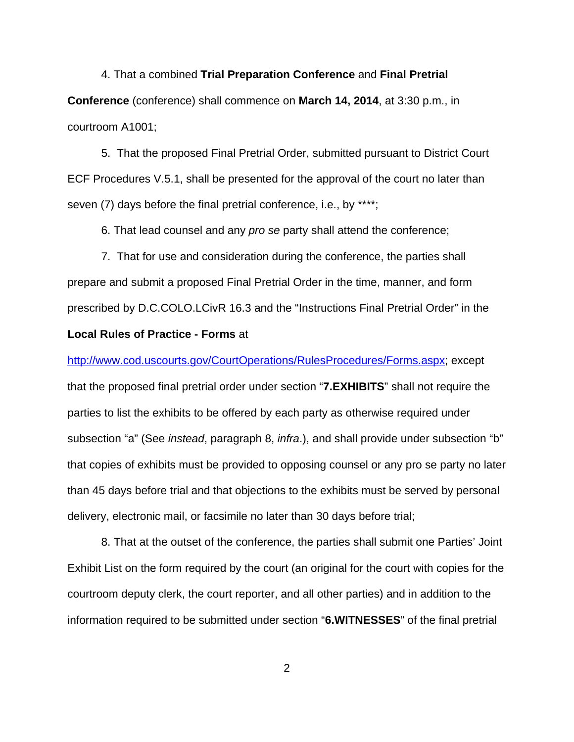4. That a combined **Trial Preparation Conference** and **Final Pretrial Conference** (conference) shall commence on **March 14, 2014**, at 3:30 p.m., in courtroom A1001;

5. That the proposed Final Pretrial Order, submitted pursuant to District Court ECF Procedures V.5.1, shall be presented for the approval of the court no later than seven (7) days before the final pretrial conference, i.e., by ****;

6. That lead counsel and any *pro se* party shall attend the conference;

7. That for use and consideration during the conference, the parties shall prepare and submit a proposed Final Pretrial Order in the time, manner, and form prescribed by D.C.COLO.LCivR 16.3 and the "Instructions Final Pretrial Order" in the **Local Rules of Practice - Forms** at http://www.cod.uscourts.gov/CourtOperations/RulesProcedures/Forms.aspx; except that the proposed final pretrial order under section "**7.EXHIBITS**" shall not require the parties to list the exhibits to be offered by each party as otherwise required under subsection "a" (See *instead*, paragraph 8, *infra*.), and shall provide under subsection "b" that copies of exhibits must be provided to opposing counsel or any pro se party no later than 45 days before trial and that objections to the exhibits must be served by personal delivery, electronic mail, or facsimile no later than 30 days before trial;

8. That at the outset of the conference, the parties shall submit one Parties' Joint Exhibit List on the form required by the court (an original for the court with copies for the courtroom deputy clerk, the court reporter, and all other parties) and in addition to the information required to be submitted under section "**6.WITNESSES**" of the final pretrial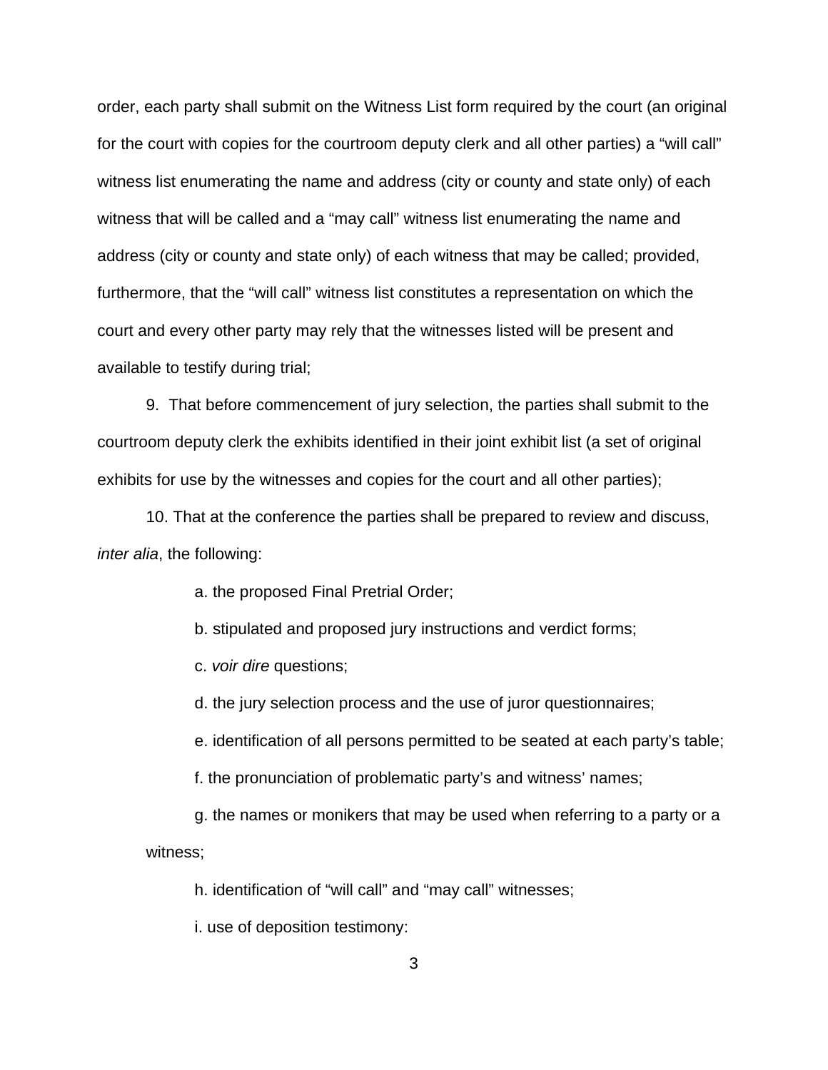order, each party shall submit on the Witness List form required by the court (an original for the court with copies for the courtroom deputy clerk and all other parties) a "will call" witness list enumerating the name and address (city or county and state only) of each witness that will be called and a "may call" witness list enumerating the name and address (city or county and state only) of each witness that may be called; provided, furthermore, that the "will call" witness list constitutes a representation on which the court and every other party may rely that the witnesses listed will be present and available to testify during trial;

9. That before commencement of jury selection, the parties shall submit to the courtroom deputy clerk the exhibits identified in their joint exhibit list (a set of original exhibits for use by the witnesses and copies for the court and all other parties);

10. That at the conference the parties shall be prepared to review and discuss, *inter alia*, the following:

a. the proposed Final Pretrial Order;

b. stipulated and proposed jury instructions and verdict forms;

c. *voir dire* questions;

d. the jury selection process and the use of juror questionnaires;

e. identification of all persons permitted to be seated at each party's table;

f. the pronunciation of problematic party's and witness' names;

g. the names or monikers that may be used when referring to a party or a witness;

h. identification of "will call" and "may call" witnesses;

i. use of deposition testimony: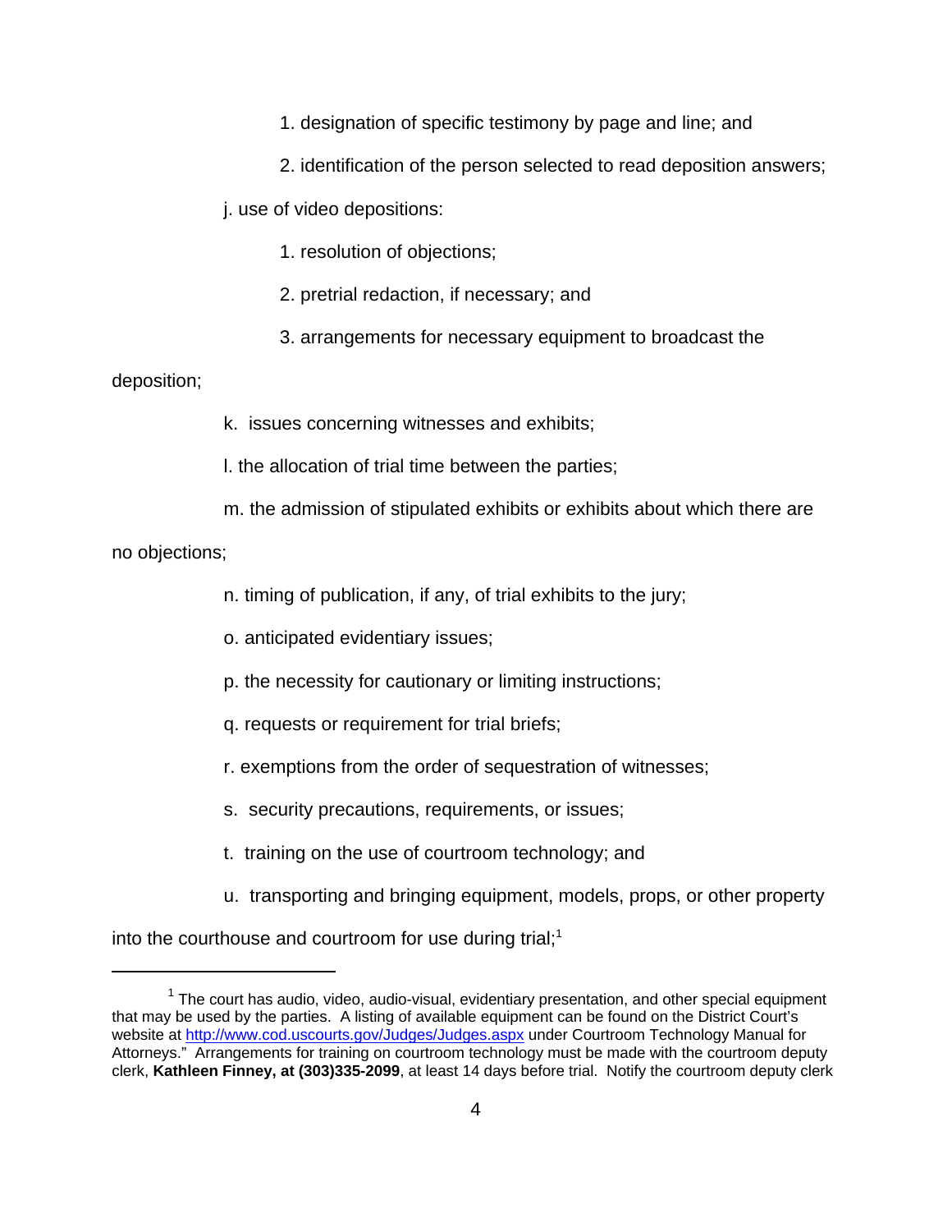1. designation of specific testimony by page and line; and

2. identification of the person selected to read deposition answers;

j. use of video depositions:

1. resolution of objections;

2. pretrial redaction, if necessary; and

3. arrangements for necessary equipment to broadcast the deposition;

k. issues concerning witnesses and exhibits;

l. the allocation of trial time between the parties;

m. the admission of stipulated exhibits or exhibits about which there are no objections;

n. timing of publication, if any, of trial exhibits to the jury;

o. anticipated evidentiary issues;

p. the necessity for cautionary or limiting instructions;

q. requests or requirement for trial briefs;

r. exemptions from the order of sequestration of witnesses;

s. security precautions, requirements, or issues;

t. training on the use of courtroom technology; and

u. transporting and bringing equipment, models, props, or other property into the courthouse and courtroom for use during trial;[1]

---

[1] The court has audio, video, audio-visual, evidentiary presentation, and other special equipment that may be used by the parties. A listing of available equipment can be found on the District Court's website at http://www.cod.uscourts.gov/Judges/Judges.aspx under Courtroom Technology Manual for Attorneys." Arrangements for training on courtroom technology must be made with the courtroom deputy clerk, **Kathleen Finney, at (303)335-2099**, at least 14 days before trial. Notify the courtroom deputy clerk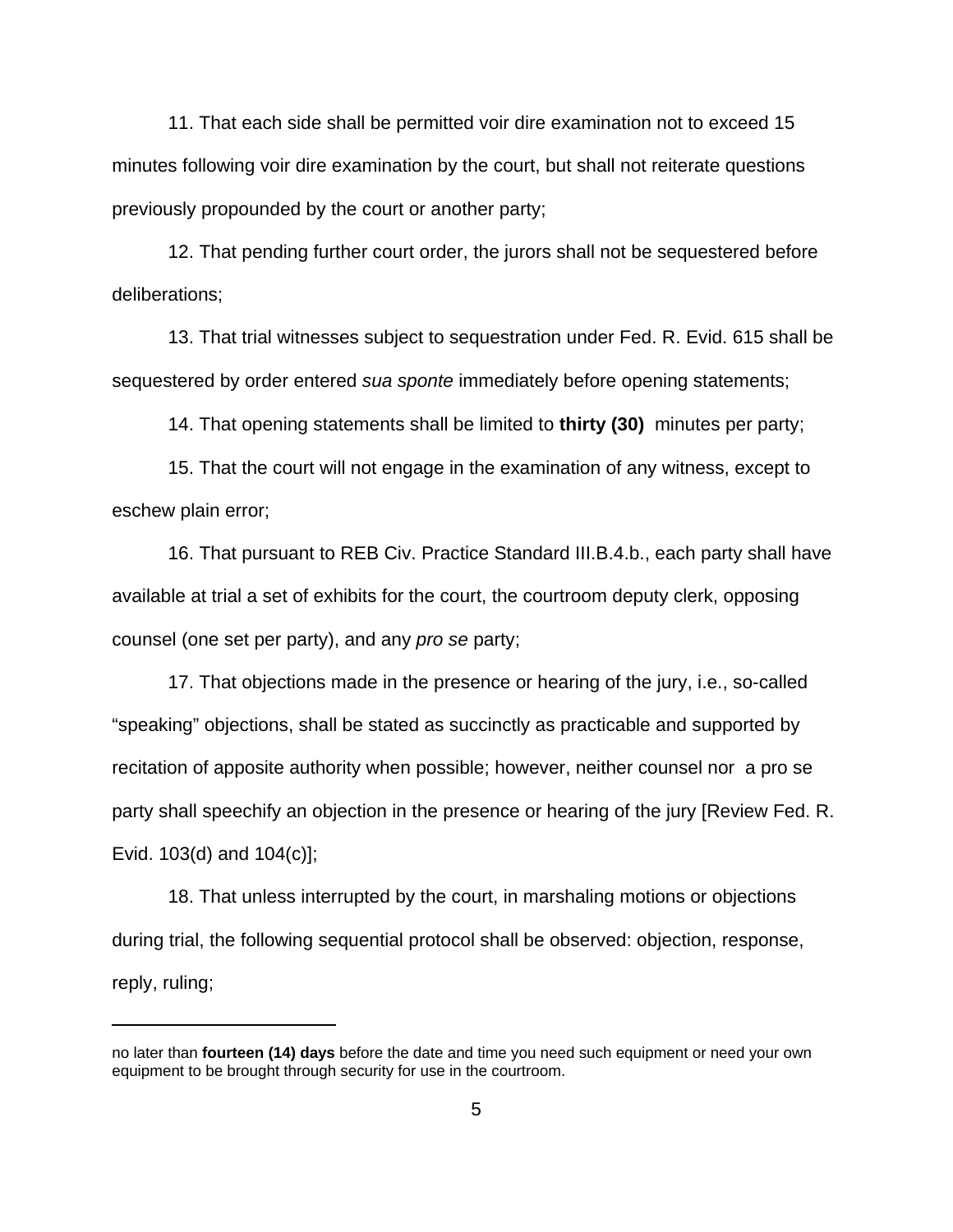11. That each side shall be permitted voir dire examination not to exceed 15 minutes following voir dire examination by the court, but shall not reiterate questions previously propounded by the court or another party;

12. That pending further court order, the jurors shall not be sequestered before deliberations;

13. That trial witnesses subject to sequestration under Fed. R. Evid. 615 shall be sequestered by order entered *sua sponte* immediately before opening statements;

14. That opening statements shall be limited to **thirty (30)** minutes per party;

15. That the court will not engage in the examination of any witness, except to eschew plain error;

16. That pursuant to REB Civ. Practice Standard III.B.4.b., each party shall have available at trial a set of exhibits for the court, the courtroom deputy clerk, opposing counsel (one set per party), and any *pro se* party;

17. That objections made in the presence or hearing of the jury, i.e., so-called "speaking" objections, shall be stated as succinctly as practicable and supported by recitation of apposite authority when possible; however, neither counsel nor a pro se party shall speechify an objection in the presence or hearing of the jury [Review Fed. R. Evid. 103(d) and 104(c)];

18. That unless interrupted by the court, in marshaling motions or objections during trial, the following sequential protocol shall be observed: objection, response, reply, ruling;

---

no later than **fourteen (14) days** before the date and time you need such equipment or need your own equipment to be brought through security for use in the courtroom.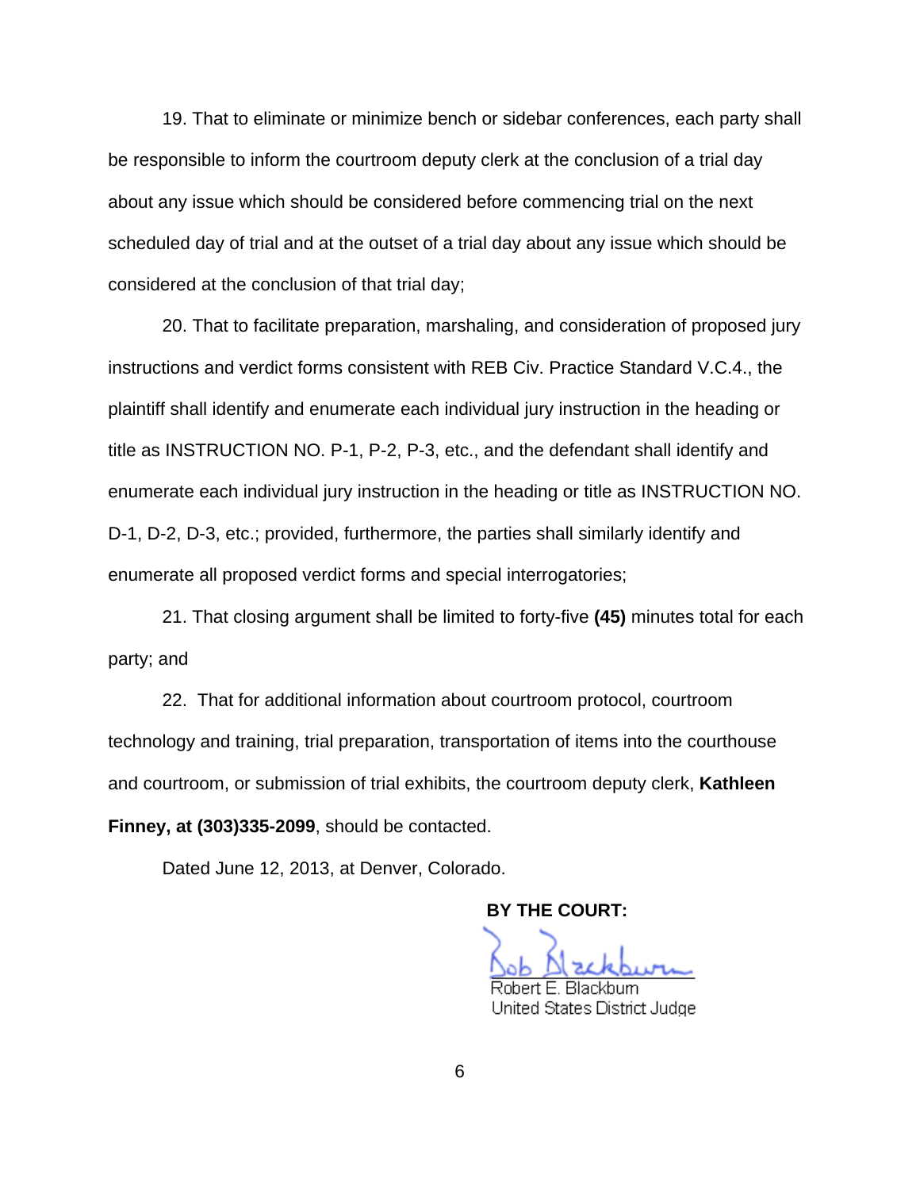19. That to eliminate or minimize bench or sidebar conferences, each party shall be responsible to inform the courtroom deputy clerk at the conclusion of a trial day about any issue which should be considered before commencing trial on the next scheduled day of trial and at the outset of a trial day about any issue which should be considered at the conclusion of that trial day;

20. That to facilitate preparation, marshaling, and consideration of proposed jury instructions and verdict forms consistent with REB Civ. Practice Standard V.C.4., the plaintiff shall identify and enumerate each individual jury instruction in the heading or title as INSTRUCTION NO. P-1, P-2, P-3, etc., and the defendant shall identify and enumerate each individual jury instruction in the heading or title as INSTRUCTION NO. D-1, D-2, D-3, etc.; provided, furthermore, the parties shall similarly identify and enumerate all proposed verdict forms and special interrogatories;

21. That closing argument shall be limited to forty-five **(45)** minutes total for each party; and

22. That for additional information about courtroom protocol, courtroom technology and training, trial preparation, transportation of items into the courthouse and courtroom, or submission of trial exhibits, the courtroom deputy clerk, **Kathleen Finney, at (303)335-2099**, should be contacted.

Dated June 12, 2013, at Denver, Colorado.

**BY THE COURT:**

Robert E. Blackburn
United States District Judge